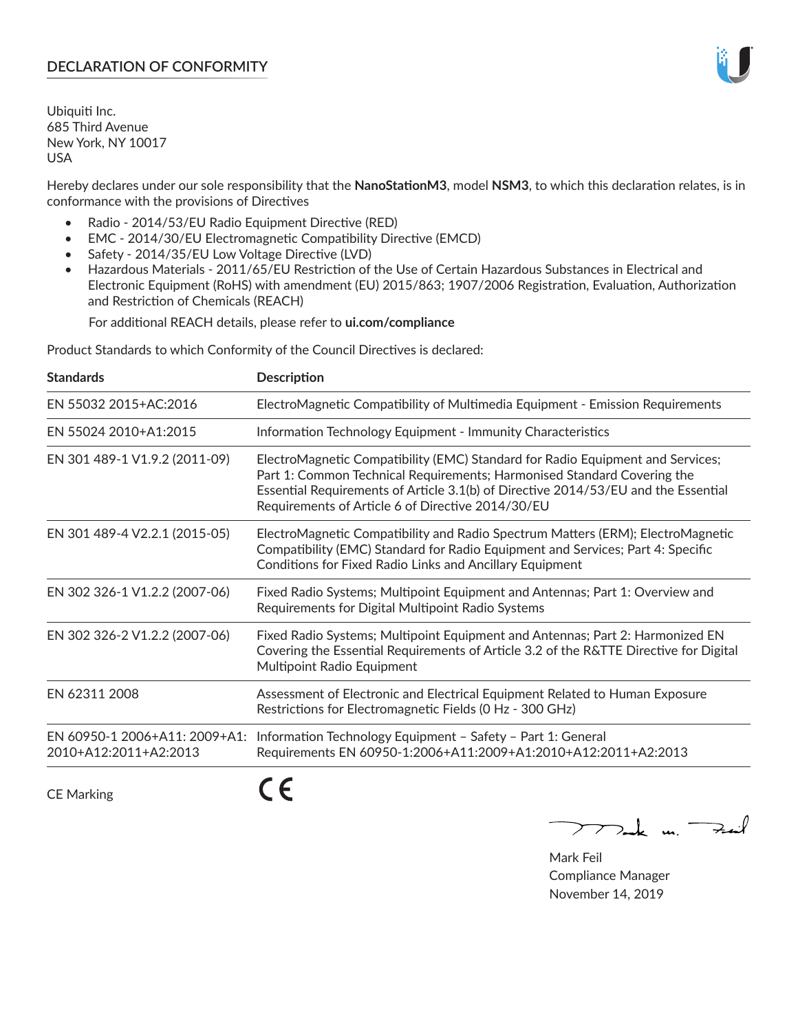# DECLARATION OF CONFORMITY

Ubiquiti Inc.
685 Third Avenue
New York, NY 10017
USA

Hereby declares under our sole responsibility that the **NanoStationM3**, model **NSM3**, to which this declaration relates, is in conformance with the provisions of Directives

- Radio - 2014/53/EU Radio Equipment Directive (RED)
- EMC - 2014/30/EU Electromagnetic Compatibility Directive (EMCD)
- Safety - 2014/35/EU Low Voltage Directive (LVD)
- Hazardous Materials - 2011/65/EU Restriction of the Use of Certain Hazardous Substances in Electrical and Electronic Equipment (RoHS) with amendment (EU) 2015/863; 1907/2006 Registration, Evaluation, Authorization and Restriction of Chemicals (REACH)

For additional REACH details, please refer to **ui.com/compliance**

Product Standards to which Conformity of the Council Directives is declared:

| Standards | Description |
|---|---|
| EN 55032 2015+AC:2016 | ElectroMagnetic Compatibility of Multimedia Equipment - Emission Requirements |
| EN 55024 2010+A1:2015 | Information Technology Equipment - Immunity Characteristics |
| EN 301 489-1 V1.9.2 (2011-09) | ElectroMagnetic Compatibility (EMC) Standard for Radio Equipment and Services; Part 1: Common Technical Requirements; Harmonised Standard Covering the Essential Requirements of Article 3.1(b) of Directive 2014/53/EU and the Essential Requirements of Article 6 of Directive 2014/30/EU |
| EN 301 489-4 V2.2.1 (2015-05) | ElectroMagnetic Compatibility and Radio Spectrum Matters (ERM); ElectroMagnetic Compatibility (EMC) Standard for Radio Equipment and Services; Part 4: Specific Conditions for Fixed Radio Links and Ancillary Equipment |
| EN 302 326-1 V1.2.2 (2007-06) | Fixed Radio Systems; Multipoint Equipment and Antennas; Part 1: Overview and Requirements for Digital Multipoint Radio Systems |
| EN 302 326-2 V1.2.2 (2007-06) | Fixed Radio Systems; Multipoint Equipment and Antennas; Part 2: Harmonized EN Covering the Essential Requirements of Article 3.2 of the R&TTE Directive for Digital Multipoint Radio Equipment |
| EN 62311 2008 | Assessment of Electronic and Electrical Equipment Related to Human Exposure Restrictions for Electromagnetic Fields (0 Hz - 300 GHz) |
| EN 60950-1 2006+A11: 2009+A1: 2010+A12:2011+A2:2013 | Information Technology Equipment – Safety – Part 1: General Requirements EN 60950-1:2006+A11:2009+A1:2010+A12:2011+A2:2013 |

CE Marking CE

Mark Feil
Compliance Manager
November 14, 2019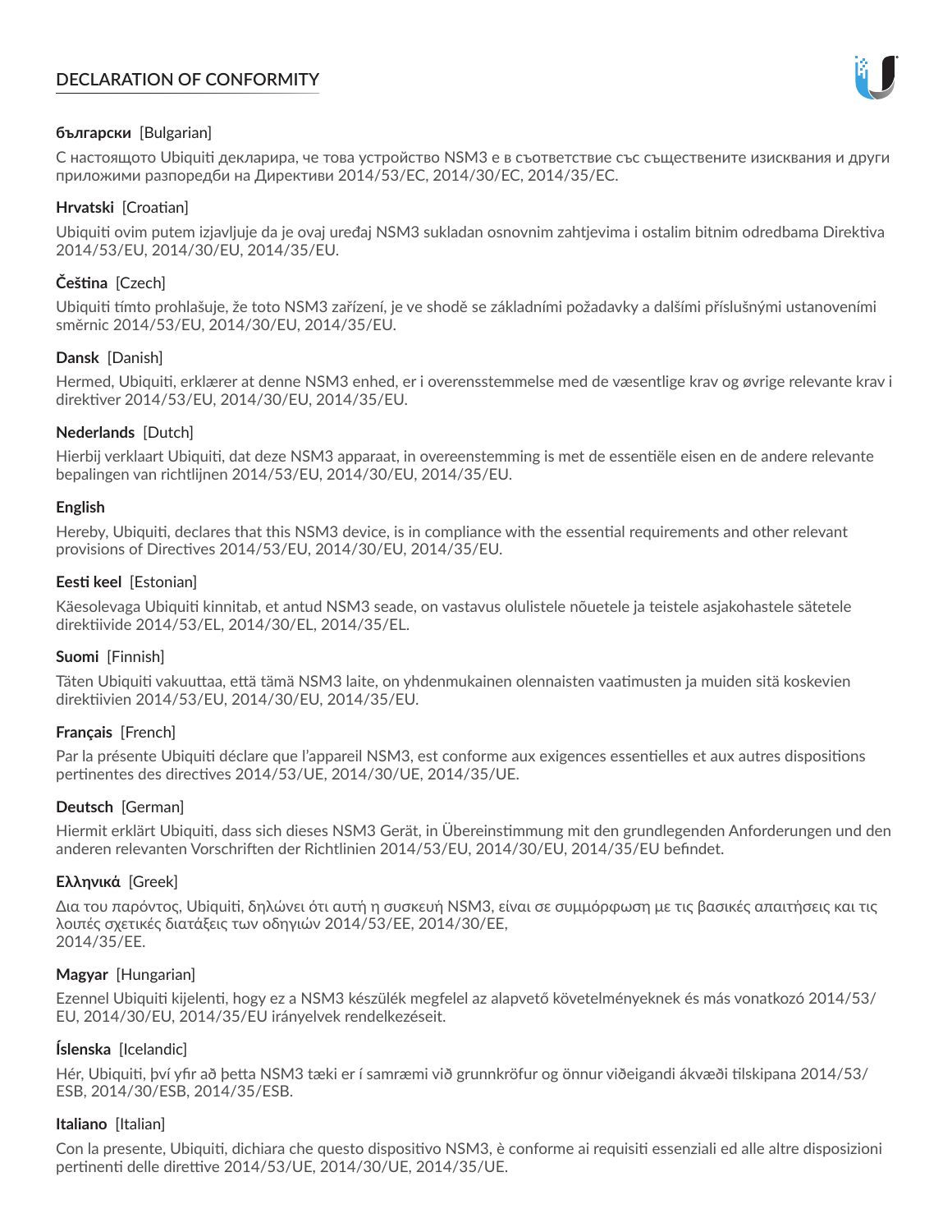# DECLARATION OF CONFORMITY

**български** [Bulgarian]

С настоящото Ubiquiti декларира, че това устройство NSM3 е в съответствие със съществените изисквания и други приложими разпоредби на Директиви 2014/53/EC, 2014/30/ЕС, 2014/35/ЕС.

**Hrvatski** [Croatian]

Ubiquiti ovim putem izjavljuje da je ovaj uređaj NSM3 sukladan osnovnim zahtjevima i ostalim bitnim odredbama Direktiva 2014/53/EU, 2014/30/EU, 2014/35/EU.

**Čeština** [Czech]

Ubiquiti tímto prohlašuje, že toto NSM3 zařízení, je ve shodě se základními požadavky a dalšími příslušnými ustanoveními směrnic 2014/53/EU, 2014/30/EU, 2014/35/EU.

**Dansk** [Danish]

Hermed, Ubiquiti, erklærer at denne NSM3 enhed, er i overensstemmelse med de væsentlige krav og øvrige relevante krav i direktiver 2014/53/EU, 2014/30/EU, 2014/35/EU.

**Nederlands** [Dutch]

Hierbij verklaart Ubiquiti, dat deze NSM3 apparaat, in overeenstemming is met de essentiële eisen en de andere relevante bepalingen van richtlijnen 2014/53/EU, 2014/30/EU, 2014/35/EU.

**English**

Hereby, Ubiquiti, declares that this NSM3 device, is in compliance with the essential requirements and other relevant provisions of Directives 2014/53/EU, 2014/30/EU, 2014/35/EU.

**Eesti keel** [Estonian]

Käesolevaga Ubiquiti kinnitab, et antud NSM3 seade, on vastavus olulistele nõuetele ja teistele asjakohastele sätetele direktiivide 2014/53/EL, 2014/30/EL, 2014/35/EL.

**Suomi** [Finnish]

Täten Ubiquiti vakuuttaa, että tämä NSM3 laite, on yhdenmukainen olennaisten vaatimusten ja muiden sitä koskevien direktiivien 2014/53/EU, 2014/30/EU, 2014/35/EU.

**Français** [French]

Par la présente Ubiquiti déclare que l'appareil NSM3, est conforme aux exigences essentielles et aux autres dispositions pertinentes des directives 2014/53/UE, 2014/30/UE, 2014/35/UE.

**Deutsch** [German]

Hiermit erklärt Ubiquiti, dass sich dieses NSM3 Gerät, in Übereinstimmung mit den grundlegenden Anforderungen und den anderen relevanten Vorschriften der Richtlinien 2014/53/EU, 2014/30/EU, 2014/35/EU befindet.

**Ελληνικά** [Greek]

Δια του παρόντος, Ubiquiti, δηλώνει ότι αυτή η συσκευή NSM3, είναι σε συμμόρφωση με τις βασικές απαιτήσεις και τις λοιπές σχετικές διατάξεις των οδηγιών 2014/53/EE, 2014/30/EE, 2014/35/EE.

**Magyar** [Hungarian]

Ezennel Ubiquiti kijelenti, hogy ez a NSM3 készülék megfelel az alapvető követelményeknek és más vonatkozó 2014/53/EU, 2014/30/EU, 2014/35/EU irányelvek rendelkezéseit.

**Íslenska** [Icelandic]

Hér, Ubiquiti, því yfir að þetta NSM3 tæki er í samræmi við grunnkröfur og önnur viðeigandi ákvæði tilskipana 2014/53/ESB, 2014/30/ESB, 2014/35/ESB.

**Italiano** [Italian]

Con la presente, Ubiquiti, dichiara che questo dispositivo NSM3, è conforme ai requisiti essenziali ed alle altre disposizioni pertinenti delle direttive 2014/53/UE, 2014/30/UE, 2014/35/UE.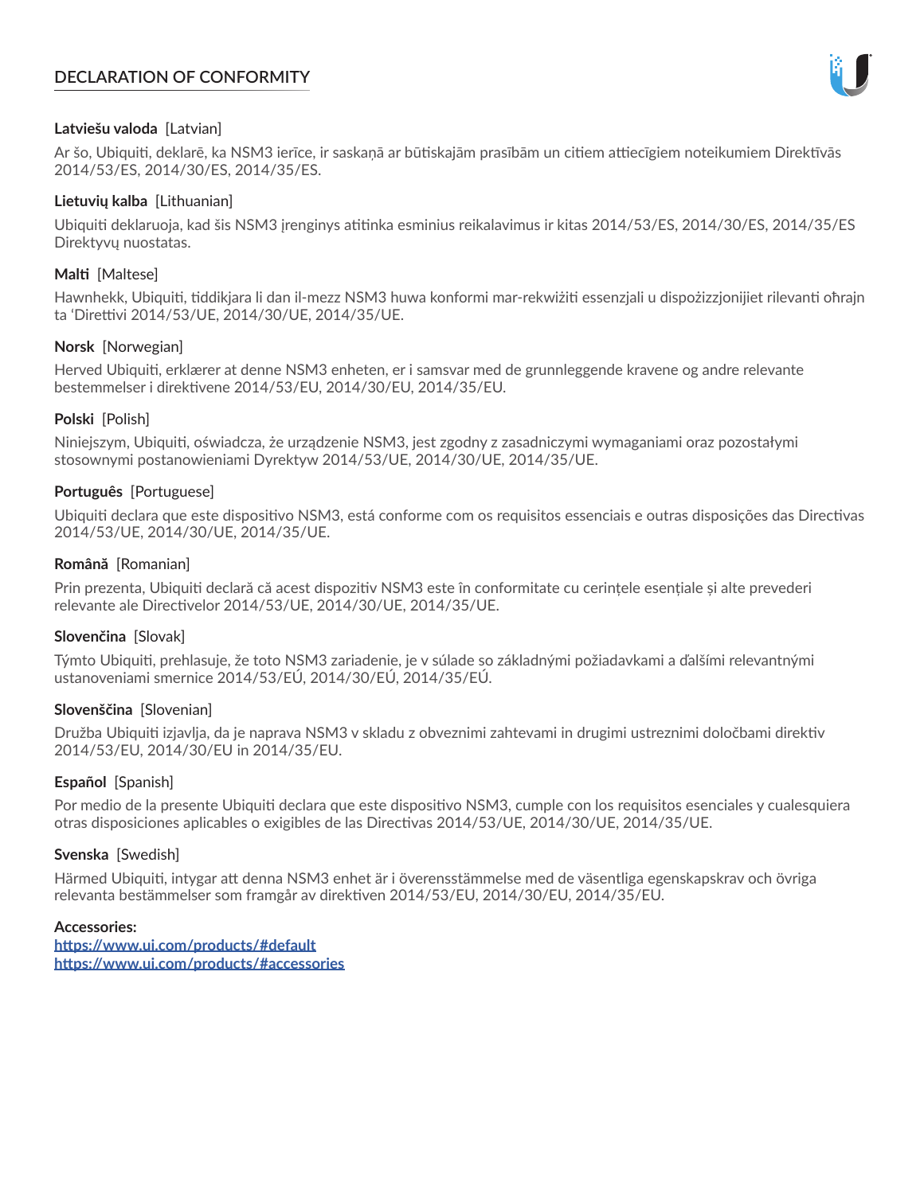**Latviešu valoda** [Latvian]

Ar šo, Ubiquiti, deklarē, ka NSM3 ierīce, ir saskaņā ar būtiskajām prasībām un citiem attiecīgiem noteikumiem Direktīvās 2014/53/ES, 2014/30/ES, 2014/35/ES.

**Lietuvių kalba** [Lithuanian]

Ubiquiti deklaruoja, kad šis NSM3 įrenginys atitinka esminius reikalavimus ir kitas 2014/53/ES, 2014/30/ES, 2014/35/ES Direktyvų nuostatas.

**Malti** [Maltese]

Hawnhekk, Ubiquiti, tiddikjara li dan il-mezz NSM3 huwa konformi mar-rekwiżiti essenzjali u dispożizzjonijiet rilevanti oħrajn ta 'Direttivi 2014/53/UE, 2014/30/UE, 2014/35/UE.

**Norsk** [Norwegian]

Herved Ubiquiti, erklærer at denne NSM3 enheten, er i samsvar med de grunnleggende kravene og andre relevante bestemmelser i direktivene 2014/53/EU, 2014/30/EU, 2014/35/EU.

**Polski** [Polish]

Niniejszym, Ubiquiti, oświadcza, że urządzenie NSM3, jest zgodny z zasadniczymi wymaganiami oraz pozostałymi stosownymi postanowieniami Dyrektyw 2014/53/UE, 2014/30/UE, 2014/35/UE.

**Português** [Portuguese]

Ubiquiti declara que este dispositivo NSM3, está conforme com os requisitos essenciais e outras disposições das Directivas 2014/53/UE, 2014/30/UE, 2014/35/UE.

**Română** [Romanian]

Prin prezenta, Ubiquiti declară că acest dispozitiv NSM3 este în conformitate cu cerințele esențiale și alte prevederi relevante ale Directivelor 2014/53/UE, 2014/30/UE, 2014/35/UE.

**Slovenčina** [Slovak]

Týmto Ubiquiti, prehlasuje, že toto NSM3 zariadenie, je v súlade so základnými požiadavkami a ďalšími relevantnými ustanoveniami smernice 2014/53/EÚ, 2014/30/EÚ, 2014/35/EÚ.

**Slovenščina** [Slovenian]

Družba Ubiquiti izjavlja, da je naprava NSM3 v skladu z obveznimi zahtevami in drugimi ustreznimi določbami direktiv 2014/53/EU, 2014/30/EU in 2014/35/EU.

**Español** [Spanish]

Por medio de la presente Ubiquiti declara que este dispositivo NSM3, cumple con los requisitos esenciales y cualesquiera otras disposiciones aplicables o exigibles de las Directivas 2014/53/UE, 2014/30/UE, 2014/35/UE.

**Svenska** [Swedish]

Härmed Ubiquiti, intygar att denna NSM3 enhet är i överensstämmelse med de väsentliga egenskapskrav och övriga relevanta bestämmelser som framgår av direktiven 2014/53/EU, 2014/30/EU, 2014/35/EU.

**Accessories:**

**https://www.ui.com/products/#default**

**https://www.ui.com/products/#accessories**